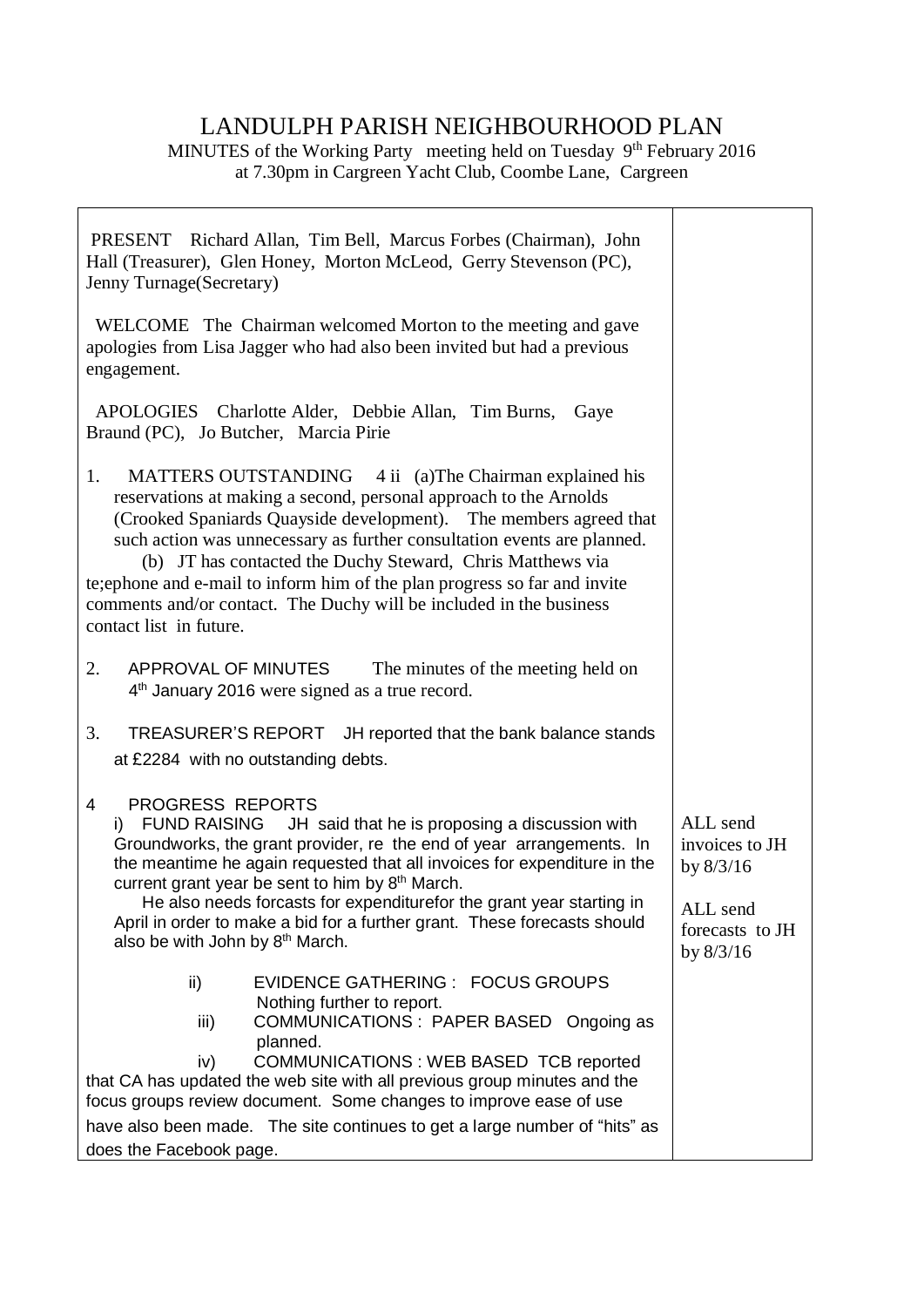# LANDULPH PARISH NEIGHBOURHOOD PLAN

MINUTES of the Working Party meeting held on Tuesday 9th February 2016 at 7.30pm in Cargreen Yacht Club, Coombe Lane, Cargreen

| | |
|---|---|
| PRESENT Richard Allan, Tim Bell, Marcus Forbes (Chairman), John Hall (Treasurer), Glen Honey, Morton McLeod, Gerry Stevenson (PC), Jenny Turnage(Secretary) | |
| WELCOME The Chairman welcomed Morton to the meeting and gave apologies from Lisa Jagger who had also been invited but had a previous engagement. | |
| APOLOGIES Charlotte Alder, Debbie Allan, Tim Burns, Gaye Braund (PC), Jo Butcher, Marcia Pirie | |
| 1. MATTERS OUTSTANDING 4 ii (a)The Chairman explained his reservations at making a second, personal approach to the Arnolds (Crooked Spaniards Quayside development). The members agreed that such action was unnecessary as further consultation events are planned. (b) JT has contacted the Duchy Steward, Chris Matthews via te;ephone and e-mail to inform him of the plan progress so far and invite comments and/or contact. The Duchy will be included in the business contact list in future. | |
| 2. APPROVAL OF MINUTES The minutes of the meeting held on 4th January 2016 were signed as a true record. | |
| 3. TREASURER'S REPORT JH reported that the bank balance stands at £2284 with no outstanding debts. | |
| 4 PROGRESS REPORTS<br>i) FUND RAISING JH said that he is proposing a discussion with Groundworks, the grant provider, re the end of year arrangements. In the meantime he again requested that all invoices for expenditure in the current grant year be sent to him by 8th March.<br>He also needs forcasts for expenditurefor the grant year starting in April in order to make a bid for a further grant. These forecasts should also be with John by 8th March. | ALL send invoices to JH by 8/3/16<br><br>ALL send forecasts to JH by 8/3/16 |
| ii) EVIDENCE GATHERING : FOCUS GROUPS Nothing further to report.<br>iii) COMMUNICATIONS : PAPER BASED Ongoing as planned.<br>iv) COMMUNICATIONS : WEB BASED TCB reported that CA has updated the web site with all previous group minutes and the focus groups review document. Some changes to improve ease of use have also been made. The site continues to get a large number of "hits" as does the Facebook page. | |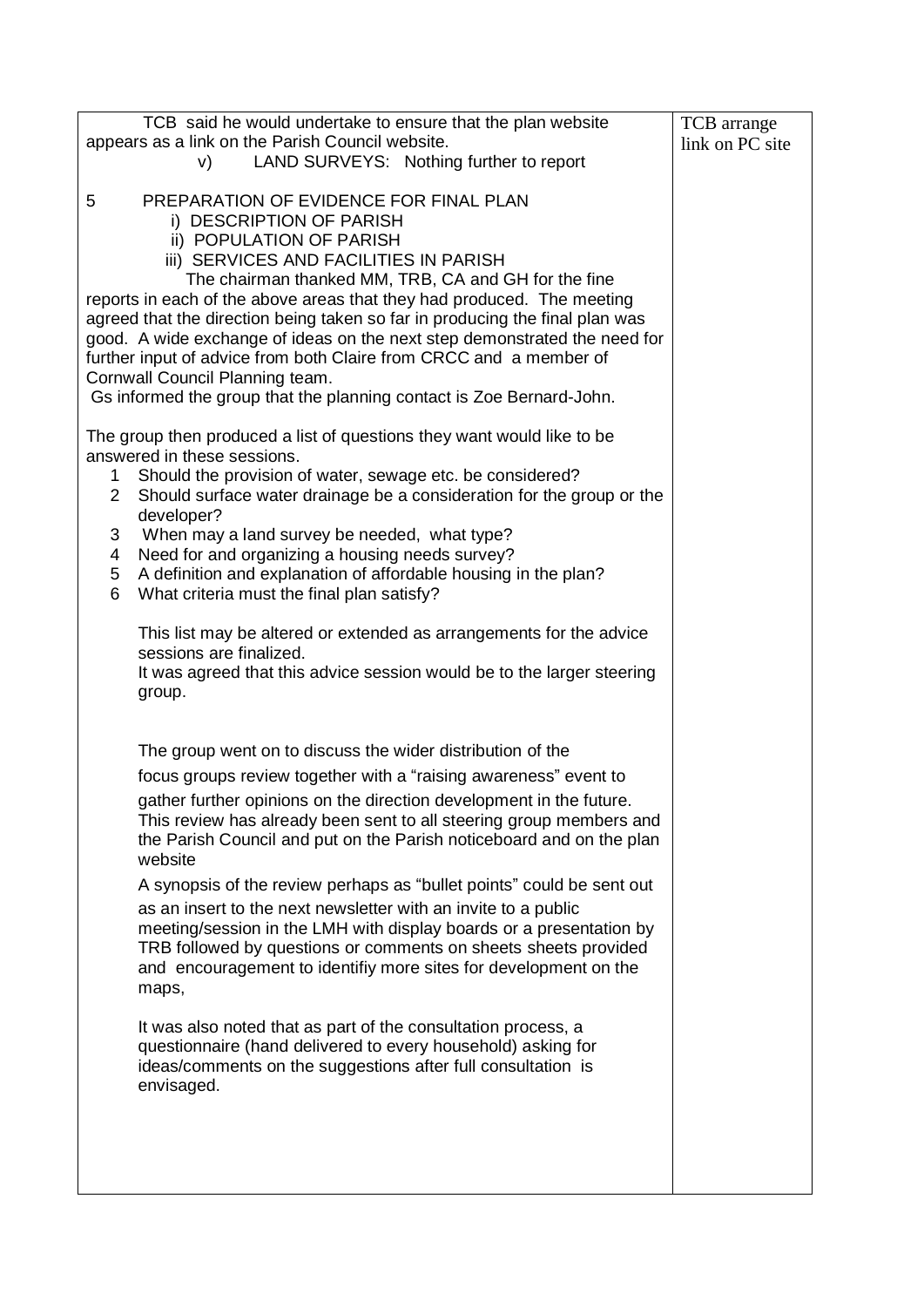| | |
|---|---|
| TCB said he would undertake to ensure that the plan website appears as a link on the Parish Council website.<br>v) LAND SURVEYS: Nothing further to report<br><br>5 PREPARATION OF EVIDENCE FOR FINAL PLAN<br>i) DESCRIPTION OF PARISH<br>ii) POPULATION OF PARISH<br>iii) SERVICES AND FACILITIES IN PARISH<br>The chairman thanked MM, TRB, CA and GH for the fine reports in each of the above areas that they had produced. The meeting agreed that the direction being taken so far in producing the final plan was good. A wide exchange of ideas on the next step demonstrated the need for further input of advice from both Claire from CRCC and a member of Cornwall Council Planning team.<br>Gs informed the group that the planning contact is Zoe Bernard-John.<br><br>The group then produced a list of questions they want would like to be answered in these sessions.<br>1 Should the provision of water, sewage etc. be considered?<br>2 Should surface water drainage be a consideration for the group or the developer?<br>3 When may a land survey be needed, what type?<br>4 Need for and organizing a housing needs survey?<br>5 A definition and explanation of affordable housing in the plan?<br>6 What criteria must the final plan satisfy?<br><br>This list may be altered or extended as arrangements for the advice sessions are finalized.<br>It was agreed that this advice session would be to the larger steering group.<br><br>The group went on to discuss the wider distribution of the focus groups review together with a "raising awareness" event to gather further opinions on the direction development in the future. This review has already been sent to all steering group members and the Parish Council and put on the Parish noticeboard and on the plan website<br><br>A synopsis of the review perhaps as "bullet points" could be sent out as an insert to the next newsletter with an invite to a public meeting/session in the LMH with display boards or a presentation by TRB followed by questions or comments on sheets sheets provided and encouragement to identifiy more sites for development on the maps,<br><br>It was also noted that as part of the consultation process, a questionnaire (hand delivered to every household) asking for ideas/comments on the suggestions after full consultation is envisaged. | TCB arrange link on PC site |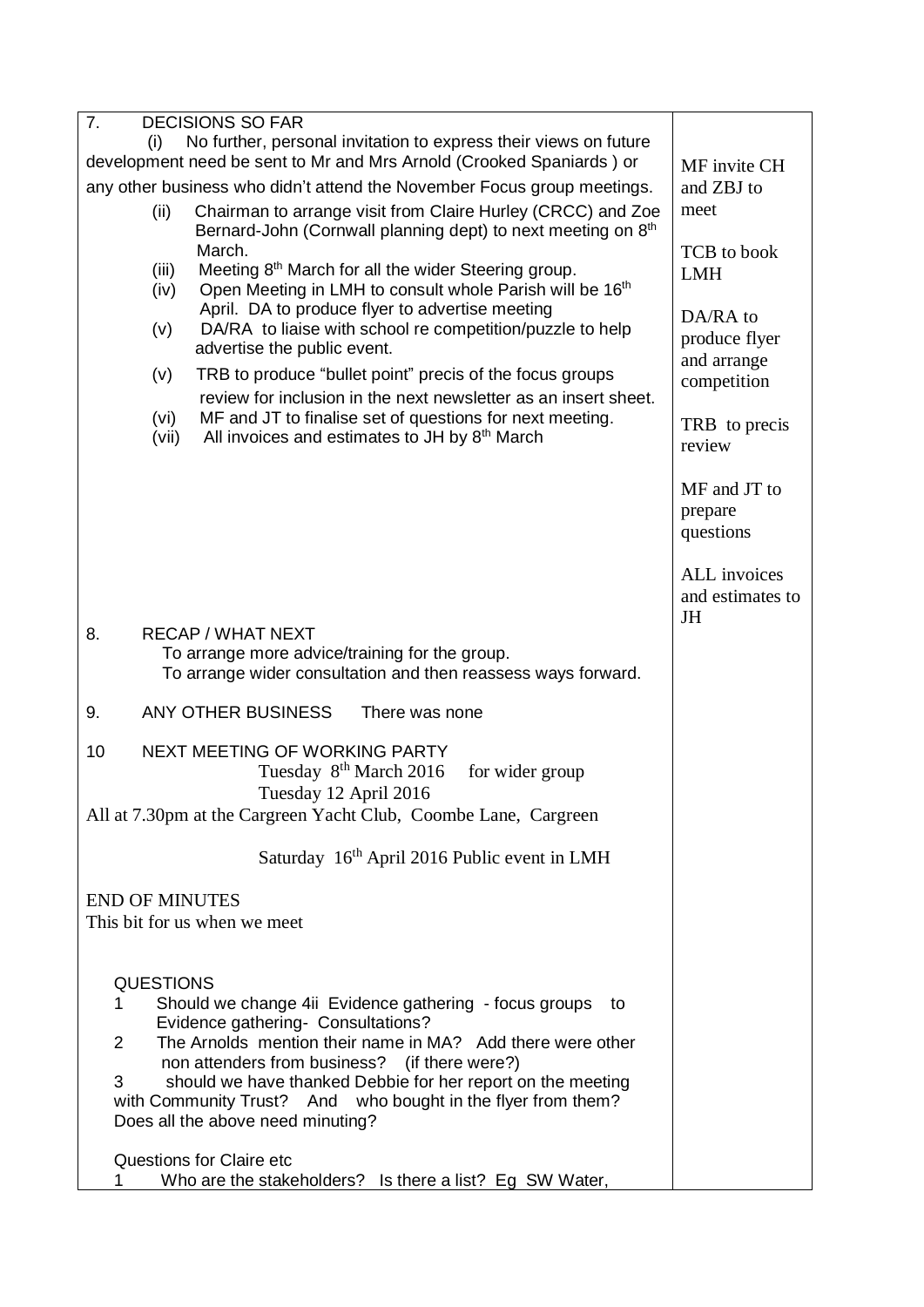| | |
|---|---|
| 7. DECISIONS SO FAR<br>(i) No further, personal invitation to express their views on future development need be sent to Mr and Mrs Arnold (Crooked Spaniards ) or any other business who didn't attend the November Focus group meetings.<br>(ii) Chairman to arrange visit from Claire Hurley (CRCC) and Zoe Bernard-John (Cornwall planning dept) to next meeting on 8th March.<br>(iii) Meeting 8th March for all the wider Steering group.<br>(iv) Open Meeting in LMH to consult whole Parish will be 16th April. DA to produce flyer to advertise meeting<br>(v) DA/RA to liaise with school re competition/puzzle to help advertise the public event.<br>(v) TRB to produce "bullet point" precis of the focus groups review for inclusion in the next newsletter as an insert sheet.<br>(vi) MF and JT to finalise set of questions for next meeting.<br>(vii) All invoices and estimates to JH by 8th March | MF invite CH and ZBJ to meet<br><br>TCB to book LMH<br><br>DA/RA to produce flyer and arrange competition<br><br>TRB to precis review<br><br>MF and JT to prepare questions<br><br>ALL invoices and estimates to JH |
| 8. RECAP / WHAT NEXT<br>To arrange more advice/training for the group.<br>To arrange wider consultation and then reassess ways forward. | |
| 9. ANY OTHER BUSINESS There was none | |
| 10 NEXT MEETING OF WORKING PARTY<br>Tuesday 8th March 2016 for wider group<br>Tuesday 12 April 2016<br>All at 7.30pm at the Cargreen Yacht Club, Coombe Lane, Cargreen<br><br>Saturday 16th April 2016 Public event in LMH | |
| END OF MINUTES<br>This bit for us when we meet<br><br>QUESTIONS<br>1 Should we change 4ii Evidence gathering - focus groups to Evidence gathering- Consultations?<br>2 The Arnolds mention their name in MA? Add there were other non attenders from business? (if there were?)<br>3 should we have thanked Debbie for her report on the meeting with Community Trust? And who bought in the flyer from them? Does all the above need minuting?<br><br>Questions for Claire etc<br>1 Who are the stakeholders? Is there a list? Eg SW Water, | |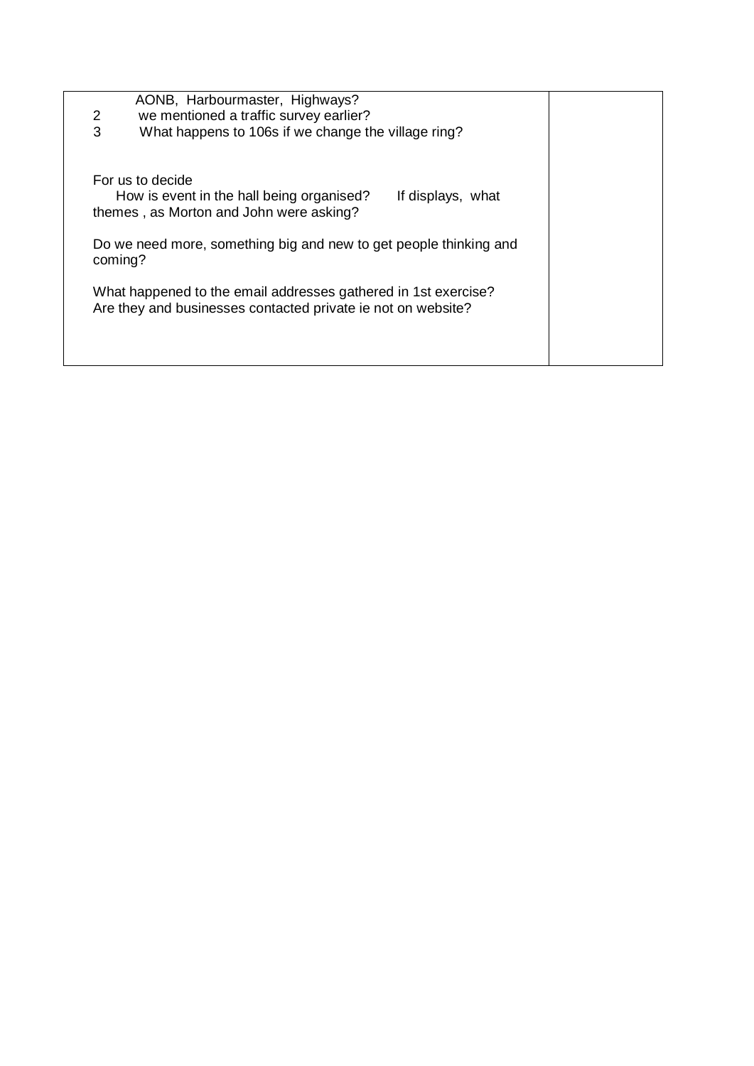| | |
|---|---|
| AONB, Harbourmaster, Highways?<br>2 we mentioned a traffic survey earlier?<br>3 What happens to 106s if we change the village ring?<br><br>For us to decide<br>How is event in the hall being organised? If displays, what themes , as Morton and John were asking?<br><br>Do we need more, something big and new to get people thinking and coming?<br><br>What happened to the email addresses gathered in 1st exercise? Are they and businesses contacted private ie not on website? | |